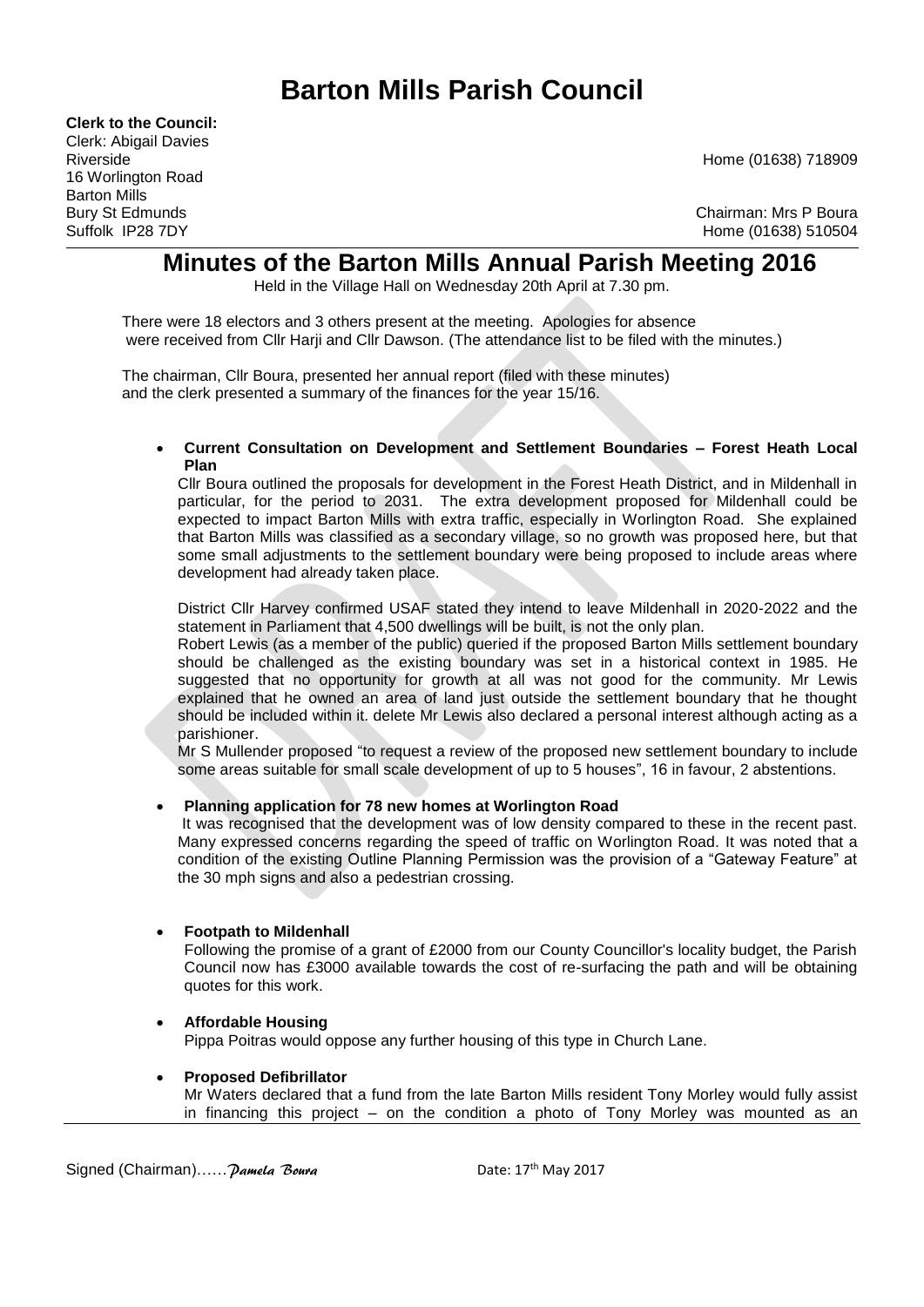# Barton Mills Parish Council

**Clerk to the Council:**
Clerk: Abigail Davies
Riverside
16 Worlington Road
Barton Mills
Bury St Edmunds
Suffolk IP28 7DY

Home (01638) 718909

Chairman: Mrs P Boura
Home (01638) 510504

## Minutes of the Barton Mills Annual Parish Meeting 2016

Held in the Village Hall on Wednesday 20th April at 7.30 pm.

There were 18 electors and 3 others present at the meeting. Apologies for absence were received from Cllr Harji and Cllr Dawson. (The attendance list to be filed with the minutes.)

The chairman, Cllr Boura, presented her annual report (filed with these minutes) and the clerk presented a summary of the finances for the year 15/16.

- **Current Consultation on Development and Settlement Boundaries – Forest Heath Local Plan**

  Cllr Boura outlined the proposals for development in the Forest Heath District, and in Mildenhall in particular, for the period to 2031. The extra development proposed for Mildenhall could be expected to impact Barton Mills with extra traffic, especially in Worlington Road. She explained that Barton Mills was classified as a secondary village, so no growth was proposed here, but that some small adjustments to the settlement boundary were being proposed to include areas where development had already taken place.

  District Cllr Harvey confirmed USAF stated they intend to leave Mildenhall in 2020-2022 and the statement in Parliament that 4,500 dwellings will be built, is not the only plan.

  Robert Lewis (as a member of the public) queried if the proposed Barton Mills settlement boundary should be challenged as the existing boundary was set in a historical context in 1985. He suggested that no opportunity for growth at all was not good for the community. Mr Lewis explained that he owned an area of land just outside the settlement boundary that he thought should be included within it. delete Mr Lewis also declared a personal interest although acting as a parishioner.

  Mr S Mullender proposed "to request a review of the proposed new settlement boundary to include some areas suitable for small scale development of up to 5 houses", 16 in favour, 2 abstentions.

- **Planning application for 78 new homes at Worlington Road**

  It was recognised that the development was of low density compared to these in the recent past. Many expressed concerns regarding the speed of traffic on Worlington Road. It was noted that a condition of the existing Outline Planning Permission was the provision of a "Gateway Feature" at the 30 mph signs and also a pedestrian crossing.

- **Footpath to Mildenhall**

  Following the promise of a grant of £2000 from our County Councillor's locality budget, the Parish Council now has £3000 available towards the cost of re-surfacing the path and will be obtaining quotes for this work.

- **Affordable Housing**

  Pippa Poitras would oppose any further housing of this type in Church Lane.

- **Proposed Defibrillator**

  Mr Waters declared that a fund from the late Barton Mills resident Tony Morley would fully assist in financing this project – on the condition a photo of Tony Morley was mounted as an

Signed (Chairman)……*Pamela Boura* Date: 17th May 2017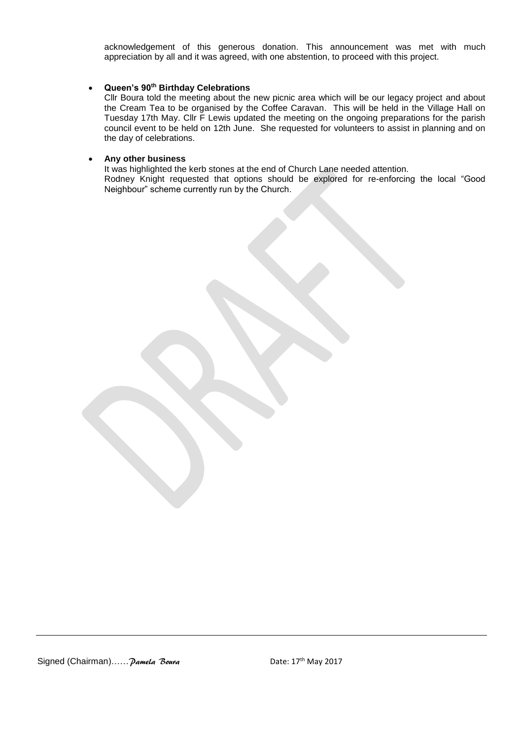acknowledgement of this generous donation. This announcement was met with much appreciation by all and it was agreed, with one abstention, to proceed with this project.

- **Queen's 90th Birthday Celebrations**
  Cllr Boura told the meeting about the new picnic area which will be our legacy project and about the Cream Tea to be organised by the Coffee Caravan. This will be held in the Village Hall on Tuesday 17th May. Cllr F Lewis updated the meeting on the ongoing preparations for the parish council event to be held on 12th June. She requested for volunteers to assist in planning and on the day of celebrations.

- **Any other business**
  It was highlighted the kerb stones at the end of Church Lane needed attention.
  Rodney Knight requested that options should be explored for re-enforcing the local "Good Neighbour" scheme currently run by the Church.

DRAFT

---

Signed (Chairman)……*Pamela Boura* Date: 17th May 2017